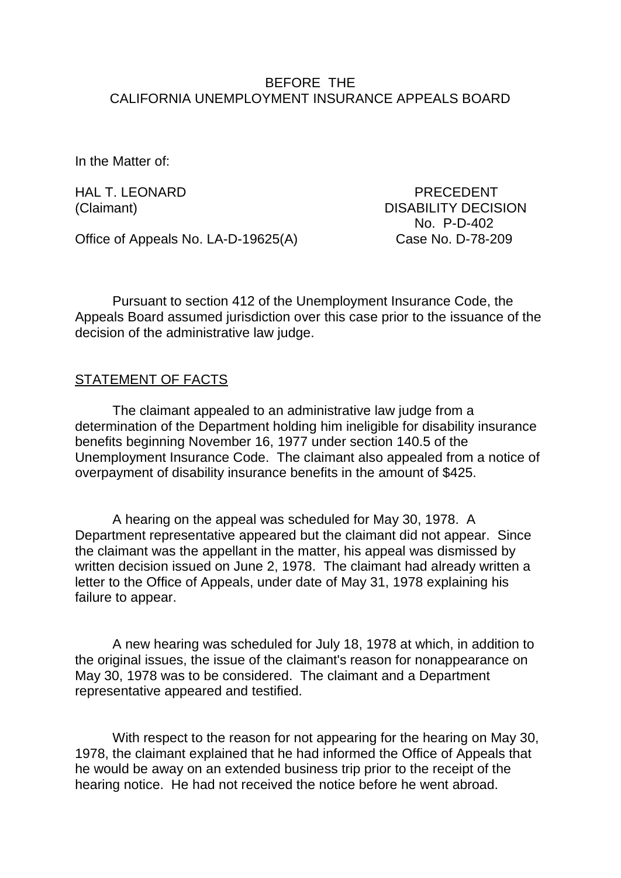BEFORE THE
CALIFORNIA UNEMPLOYMENT INSURANCE APPEALS BOARD

In the Matter of:

HAL T. LEONARD
(Claimant)

PRECEDENT
DISABILITY DECISION
No. P-D-402

Office of Appeals No. LA-D-19625(A)

Case No. D-78-209

Pursuant to section 412 of the Unemployment Insurance Code, the Appeals Board assumed jurisdiction over this case prior to the issuance of the decision of the administrative law judge.

## STATEMENT OF FACTS

The claimant appealed to an administrative law judge from a determination of the Department holding him ineligible for disability insurance benefits beginning November 16, 1977 under section 140.5 of the Unemployment Insurance Code. The claimant also appealed from a notice of overpayment of disability insurance benefits in the amount of $425.

A hearing on the appeal was scheduled for May 30, 1978. A Department representative appeared but the claimant did not appear. Since the claimant was the appellant in the matter, his appeal was dismissed by written decision issued on June 2, 1978. The claimant had already written a letter to the Office of Appeals, under date of May 31, 1978 explaining his failure to appear.

A new hearing was scheduled for July 18, 1978 at which, in addition to the original issues, the issue of the claimant's reason for nonappearance on May 30, 1978 was to be considered. The claimant and a Department representative appeared and testified.

With respect to the reason for not appearing for the hearing on May 30, 1978, the claimant explained that he had informed the Office of Appeals that he would be away on an extended business trip prior to the receipt of the hearing notice. He had not received the notice before he went abroad.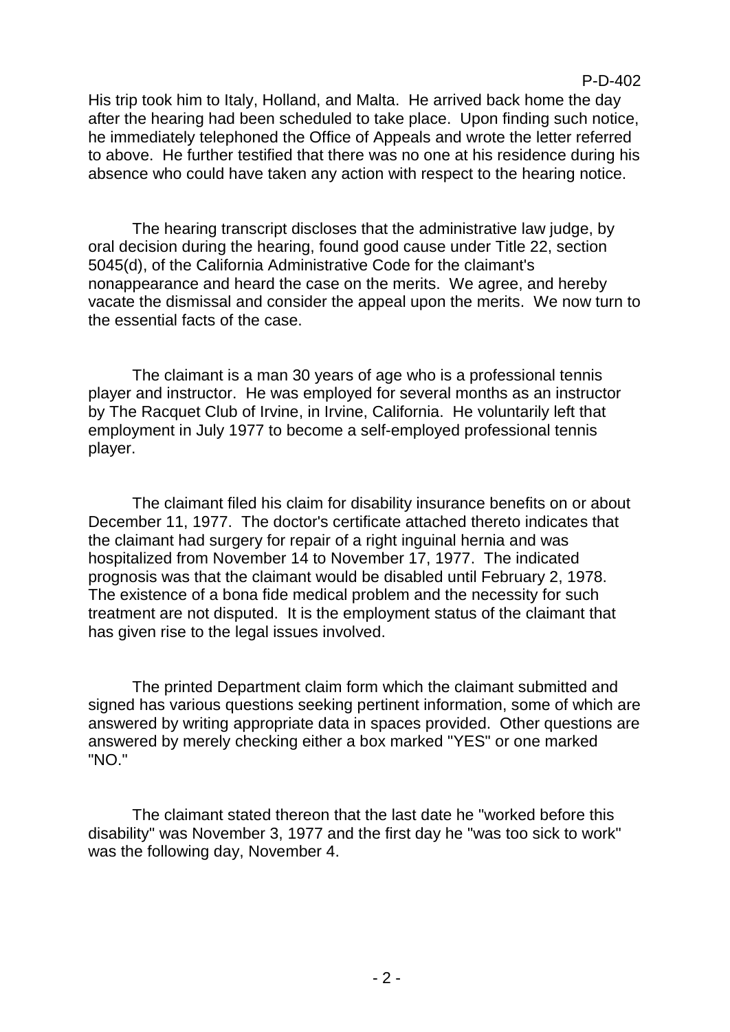His trip took him to Italy, Holland, and Malta. He arrived back home the day after the hearing had been scheduled to take place. Upon finding such notice, he immediately telephoned the Office of Appeals and wrote the letter referred to above. He further testified that there was no one at his residence during his absence who could have taken any action with respect to the hearing notice.

The hearing transcript discloses that the administrative law judge, by oral decision during the hearing, found good cause under Title 22, section 5045(d), of the California Administrative Code for the claimant's nonappearance and heard the case on the merits. We agree, and hereby vacate the dismissal and consider the appeal upon the merits. We now turn to the essential facts of the case.

The claimant is a man 30 years of age who is a professional tennis player and instructor. He was employed for several months as an instructor by The Racquet Club of Irvine, in Irvine, California. He voluntarily left that employment in July 1977 to become a self-employed professional tennis player.

The claimant filed his claim for disability insurance benefits on or about December 11, 1977. The doctor's certificate attached thereto indicates that the claimant had surgery for repair of a right inguinal hernia and was hospitalized from November 14 to November 17, 1977. The indicated prognosis was that the claimant would be disabled until February 2, 1978. The existence of a bona fide medical problem and the necessity for such treatment are not disputed. It is the employment status of the claimant that has given rise to the legal issues involved.

The printed Department claim form which the claimant submitted and signed has various questions seeking pertinent information, some of which are answered by writing appropriate data in spaces provided. Other questions are answered by merely checking either a box marked "YES" or one marked "NO."

The claimant stated thereon that the last date he "worked before this disability" was November 3, 1977 and the first day he "was too sick to work" was the following day, November 4.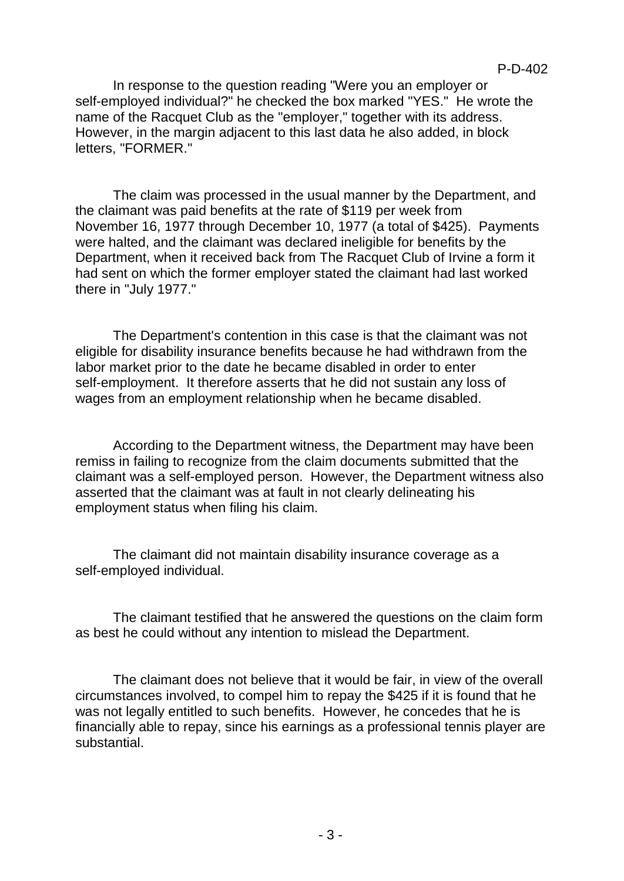In response to the question reading "Were you an employer or self-employed individual?" he checked the box marked "YES." He wrote the name of the Racquet Club as the "employer," together with its address. However, in the margin adjacent to this last data he also added, in block letters, "FORMER."

The claim was processed in the usual manner by the Department, and the claimant was paid benefits at the rate of $119 per week from November 16, 1977 through December 10, 1977 (a total of $425). Payments were halted, and the claimant was declared ineligible for benefits by the Department, when it received back from The Racquet Club of Irvine a form it had sent on which the former employer stated the claimant had last worked there in "July 1977."

The Department's contention in this case is that the claimant was not eligible for disability insurance benefits because he had withdrawn from the labor market prior to the date he became disabled in order to enter self-employment. It therefore asserts that he did not sustain any loss of wages from an employment relationship when he became disabled.

According to the Department witness, the Department may have been remiss in failing to recognize from the claim documents submitted that the claimant was a self-employed person. However, the Department witness also asserted that the claimant was at fault in not clearly delineating his employment status when filing his claim.

The claimant did not maintain disability insurance coverage as a self-employed individual.

The claimant testified that he answered the questions on the claim form as best he could without any intention to mislead the Department.

The claimant does not believe that it would be fair, in view of the overall circumstances involved, to compel him to repay the $425 if it is found that he was not legally entitled to such benefits. However, he concedes that he is financially able to repay, since his earnings as a professional tennis player are substantial.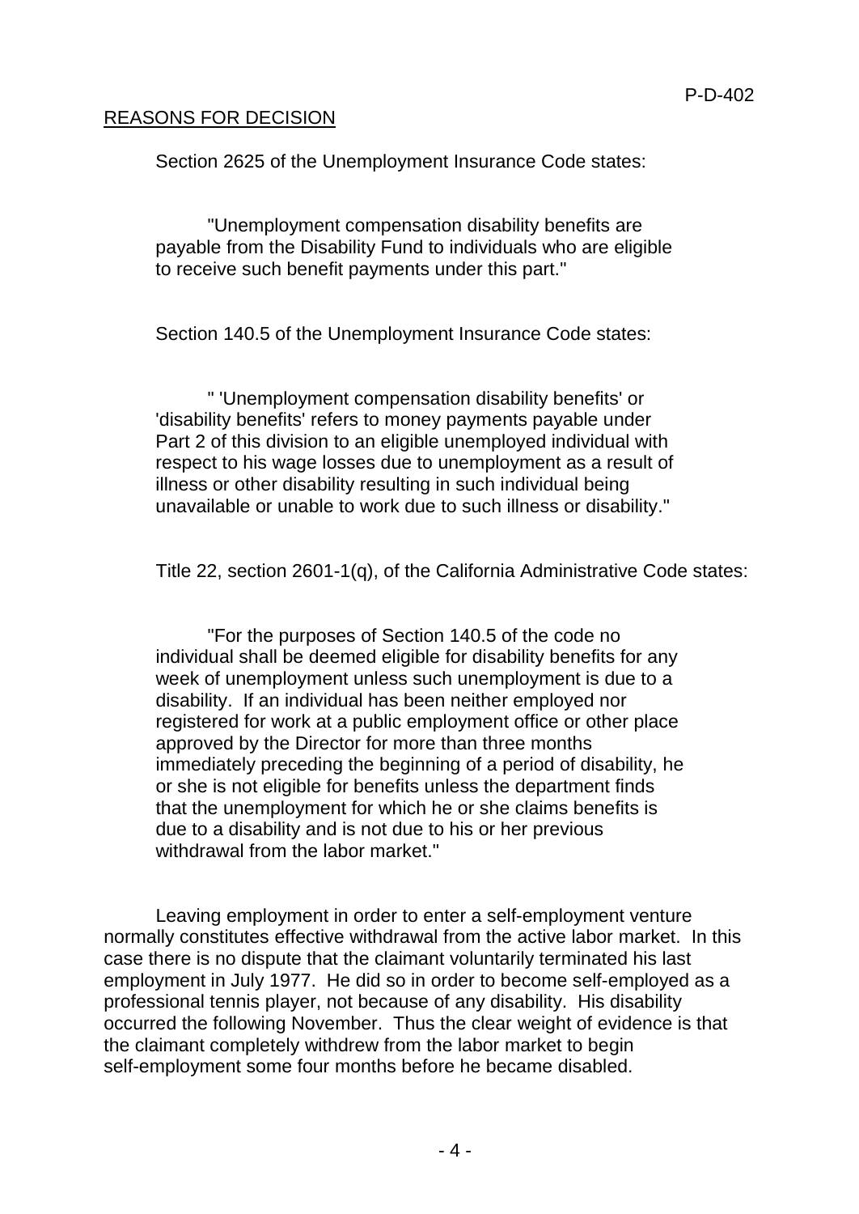## REASONS FOR DECISION

Section 2625 of the Unemployment Insurance Code states:

> "Unemployment compensation disability benefits are payable from the Disability Fund to individuals who are eligible to receive such benefit payments under this part."

Section 140.5 of the Unemployment Insurance Code states:

> " 'Unemployment compensation disability benefits' or 'disability benefits' refers to money payments payable under Part 2 of this division to an eligible unemployed individual with respect to his wage losses due to unemployment as a result of illness or other disability resulting in such individual being unavailable or unable to work due to such illness or disability."

Title 22, section 2601-1(q), of the California Administrative Code states:

> "For the purposes of Section 140.5 of the code no individual shall be deemed eligible for disability benefits for any week of unemployment unless such unemployment is due to a disability. If an individual has been neither employed nor registered for work at a public employment office or other place approved by the Director for more than three months immediately preceding the beginning of a period of disability, he or she is not eligible for benefits unless the department finds that the unemployment for which he or she claims benefits is due to a disability and is not due to his or her previous withdrawal from the labor market."

Leaving employment in order to enter a self-employment venture normally constitutes effective withdrawal from the active labor market. In this case there is no dispute that the claimant voluntarily terminated his last employment in July 1977. He did so in order to become self-employed as a professional tennis player, not because of any disability. His disability occurred the following November. Thus the clear weight of evidence is that the claimant completely withdrew from the labor market to begin self-employment some four months before he became disabled.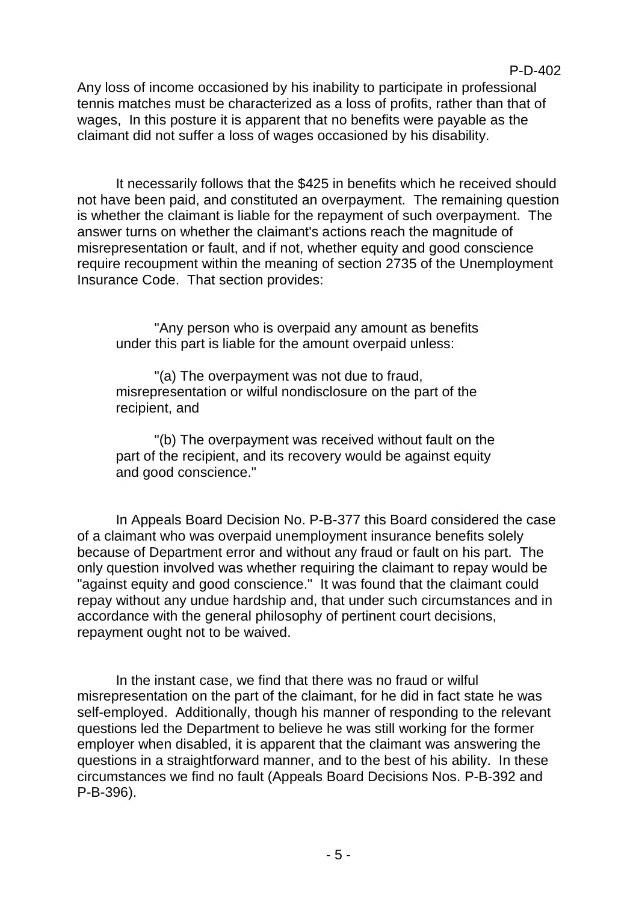Any loss of income occasioned by his inability to participate in professional tennis matches must be characterized as a loss of profits, rather than that of wages, In this posture it is apparent that no benefits were payable as the claimant did not suffer a loss of wages occasioned by his disability.

It necessarily follows that the $425 in benefits which he received should not have been paid, and constituted an overpayment. The remaining question is whether the claimant is liable for the repayment of such overpayment. The answer turns on whether the claimant's actions reach the magnitude of misrepresentation or fault, and if not, whether equity and good conscience require recoupment within the meaning of section 2735 of the Unemployment Insurance Code. That section provides:

> "Any person who is overpaid any amount as benefits under this part is liable for the amount overpaid unless:
>
> "(a) The overpayment was not due to fraud, misrepresentation or wilful nondisclosure on the part of the recipient, and
>
> "(b) The overpayment was received without fault on the part of the recipient, and its recovery would be against equity and good conscience."

In Appeals Board Decision No. P-B-377 this Board considered the case of a claimant who was overpaid unemployment insurance benefits solely because of Department error and without any fraud or fault on his part. The only question involved was whether requiring the claimant to repay would be "against equity and good conscience." It was found that the claimant could repay without any undue hardship and, that under such circumstances and in accordance with the general philosophy of pertinent court decisions, repayment ought not to be waived.

In the instant case, we find that there was no fraud or wilful misrepresentation on the part of the claimant, for he did in fact state he was self-employed. Additionally, though his manner of responding to the relevant questions led the Department to believe he was still working for the former employer when disabled, it is apparent that the claimant was answering the questions in a straightforward manner, and to the best of his ability. In these circumstances we find no fault (Appeals Board Decisions Nos. P-B-392 and P-B-396).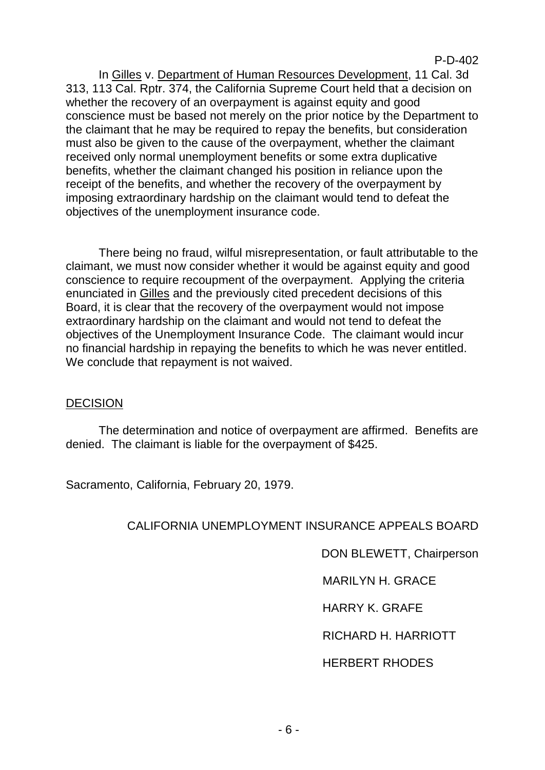In Gilles v. Department of Human Resources Development, 11 Cal. 3d 313, 113 Cal. Rptr. 374, the California Supreme Court held that a decision on whether the recovery of an overpayment is against equity and good conscience must be based not merely on the prior notice by the Department to the claimant that he may be required to repay the benefits, but consideration must also be given to the cause of the overpayment, whether the claimant received only normal unemployment benefits or some extra duplicative benefits, whether the claimant changed his position in reliance upon the receipt of the benefits, and whether the recovery of the overpayment by imposing extraordinary hardship on the claimant would tend to defeat the objectives of the unemployment insurance code.

There being no fraud, wilful misrepresentation, or fault attributable to the claimant, we must now consider whether it would be against equity and good conscience to require recoupment of the overpayment. Applying the criteria enunciated in Gilles and the previously cited precedent decisions of this Board, it is clear that the recovery of the overpayment would not impose extraordinary hardship on the claimant and would not tend to defeat the objectives of the Unemployment Insurance Code. The claimant would incur no financial hardship in repaying the benefits to which he was never entitled. We conclude that repayment is not waived.

## DECISION

The determination and notice of overpayment are affirmed. Benefits are denied. The claimant is liable for the overpayment of $425.

Sacramento, California, February 20, 1979.

CALIFORNIA UNEMPLOYMENT INSURANCE APPEALS BOARD

DON BLEWETT, Chairperson

MARILYN H. GRACE

HARRY K. GRAFE

RICHARD H. HARRIOTT

HERBERT RHODES